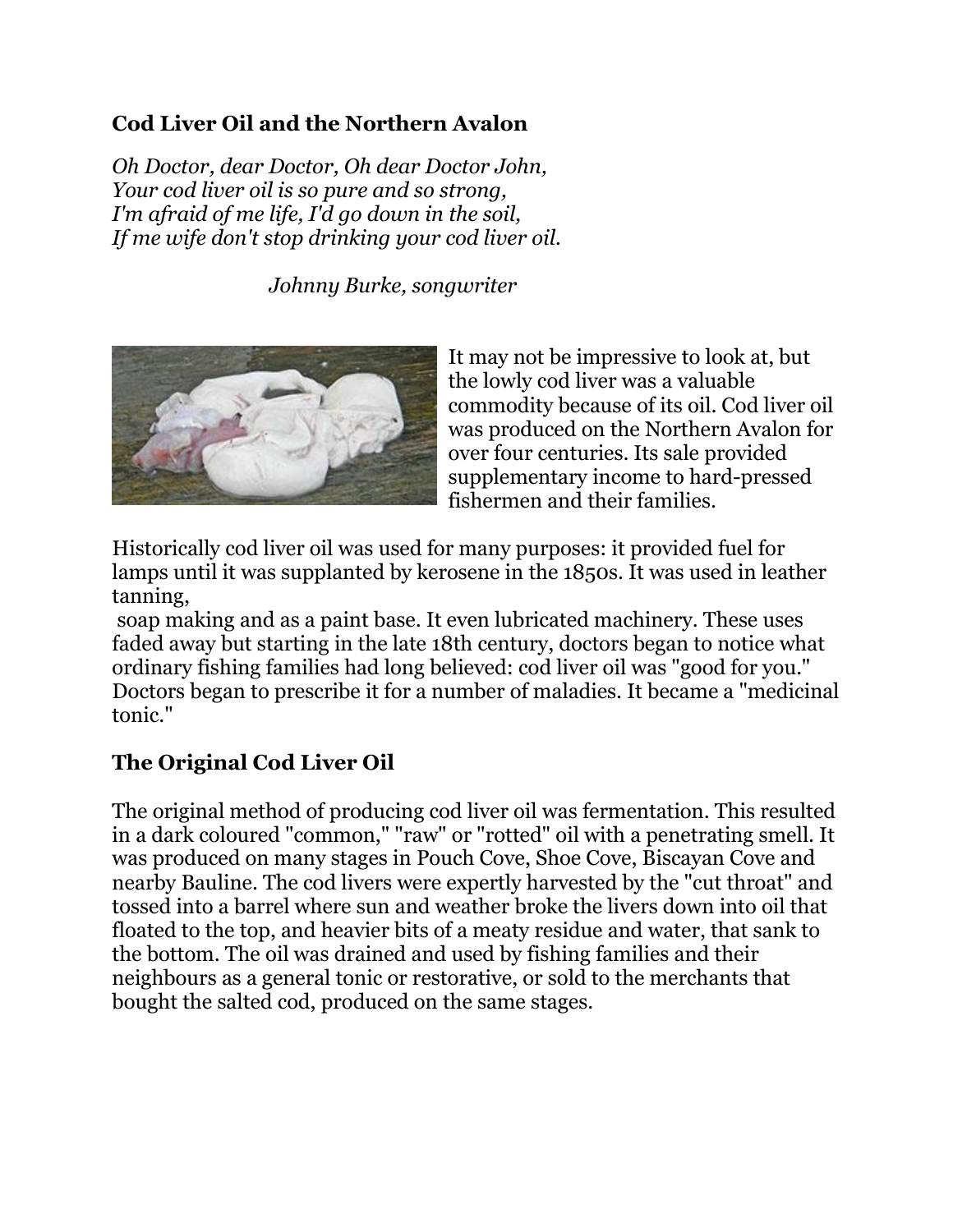## Cod Liver Oil and the Northern Avalon

*Oh Doctor, dear Doctor, Oh dear Doctor John,*
*Your cod liver oil is so pure and so strong,*
*I'm afraid of me life, I'd go down in the soil,*
*If me wife don't stop drinking your cod liver oil.*

*Johnny Burke, songwriter*

It may not be impressive to look at, but the lowly cod liver was a valuable commodity because of its oil. Cod liver oil was produced on the Northern Avalon for over four centuries. Its sale provided supplementary income to hard-pressed fishermen and their families.

Historically cod liver oil was used for many purposes: it provided fuel for lamps until it was supplanted by kerosene in the 1850s. It was used in leather tanning, soap making and as a paint base. It even lubricated machinery. These uses faded away but starting in the late 18th century, doctors began to notice what ordinary fishing families had long believed: cod liver oil was "good for you." Doctors began to prescribe it for a number of maladies. It became a "medicinal tonic."

## The Original Cod Liver Oil

The original method of producing cod liver oil was fermentation. This resulted in a dark coloured "common," "raw" or "rotted" oil with a penetrating smell. It was produced on many stages in Pouch Cove, Shoe Cove, Biscayan Cove and nearby Bauline. The cod livers were expertly harvested by the "cut throat" and tossed into a barrel where sun and weather broke the livers down into oil that floated to the top, and heavier bits of a meaty residue and water, that sank to the bottom. The oil was drained and used by fishing families and their neighbours as a general tonic or restorative, or sold to the merchants that bought the salted cod, produced on the same stages.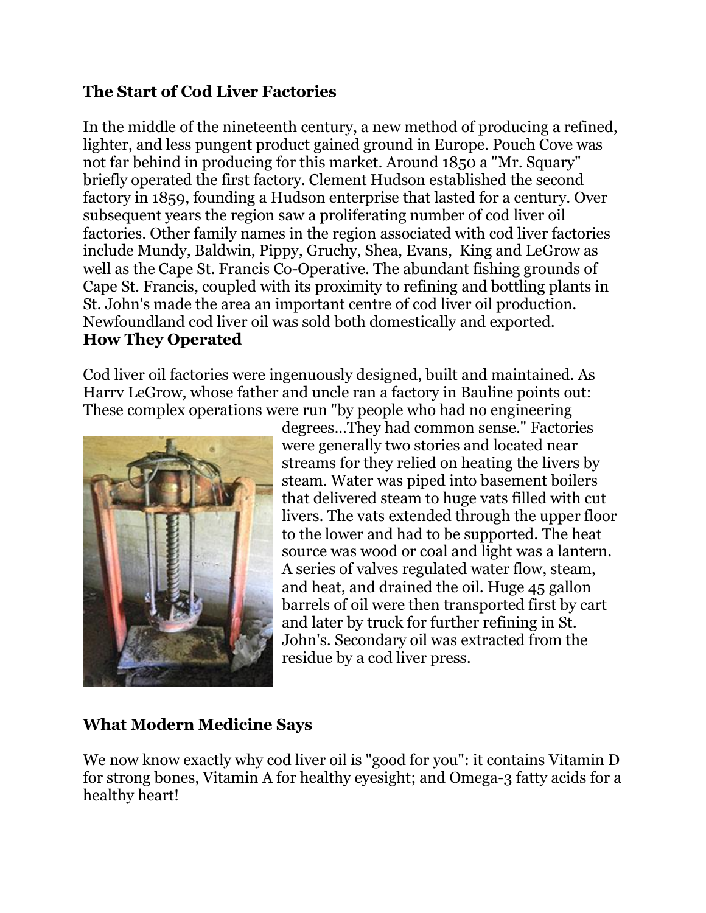**The Start of Cod Liver Factories**

In the middle of the nineteenth century, a new method of producing a refined, lighter, and less pungent product gained ground in Europe. Pouch Cove was not far behind in producing for this market. Around 1850 a "Mr. Squary" briefly operated the first factory. Clement Hudson established the second factory in 1859, founding a Hudson enterprise that lasted for a century. Over subsequent years the region saw a proliferating number of cod liver oil factories. Other family names in the region associated with cod liver factories include Mundy, Baldwin, Pippy, Gruchy, Shea, Evans, King and LeGrow as well as the Cape St. Francis Co-Operative. The abundant fishing grounds of Cape St. Francis, coupled with its proximity to refining and bottling plants in St. John's made the area an important centre of cod liver oil production. Newfoundland cod liver oil was sold both domestically and exported.

**How They Operated**

Cod liver oil factories were ingenuously designed, built and maintained. As Harry LeGrow, whose father and uncle ran a factory in Bauline points out: These complex operations were run "by people who had no engineering degrees...They had common sense." Factories were generally two stories and located near streams for they relied on heating the livers by steam. Water was piped into basement boilers that delivered steam to huge vats filled with cut livers. The vats extended through the upper floor to the lower and had to be supported. The heat source was wood or coal and light was a lantern. A series of valves regulated water flow, steam, and heat, and drained the oil. Huge 45 gallon barrels of oil were then transported first by cart and later by truck for further refining in St. John's. Secondary oil was extracted from the residue by a cod liver press.

**What Modern Medicine Says**

We now know exactly why cod liver oil is "good for you": it contains Vitamin D for strong bones, Vitamin A for healthy eyesight; and Omega-3 fatty acids for a healthy heart!